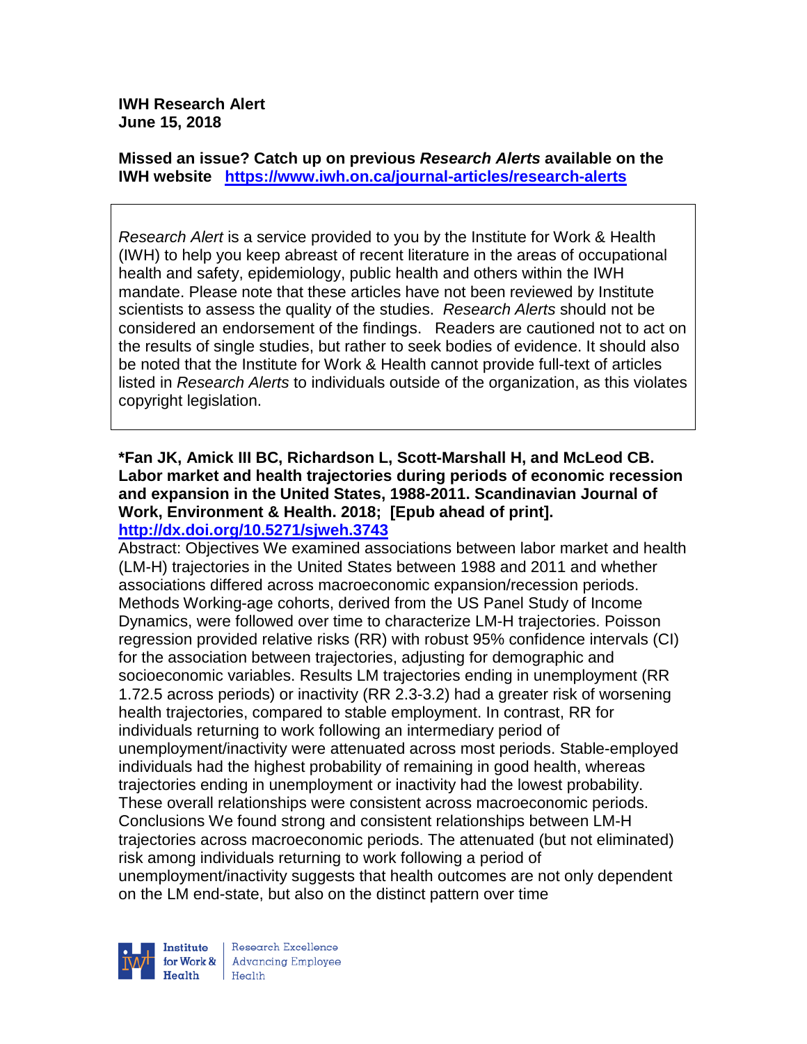**IWH Research Alert**
**June 15, 2018**

**Missed an issue? Catch up on previous *Research Alerts* available on the IWH website** **https://www.iwh.on.ca/journal-articles/research-alerts**

*Research Alert* is a service provided to you by the Institute for Work & Health (IWH) to help you keep abreast of recent literature in the areas of occupational health and safety, epidemiology, public health and others within the IWH mandate. Please note that these articles have not been reviewed by Institute scientists to assess the quality of the studies. *Research Alerts* should not be considered an endorsement of the findings. Readers are cautioned not to act on the results of single studies, but rather to seek bodies of evidence. It should also be noted that the Institute for Work & Health cannot provide full-text of articles listed in *Research Alerts* to individuals outside of the organization, as this violates copyright legislation.

**\*Fan JK, Amick III BC, Richardson L, Scott-Marshall H, and McLeod CB. Labor market and health trajectories during periods of economic recession and expansion in the United States, 1988-2011. Scandinavian Journal of Work, Environment & Health. 2018; [Epub ahead of print].**
**http://dx.doi.org/10.5271/sjweh.3743**

Abstract: Objectives We examined associations between labor market and health (LM-H) trajectories in the United States between 1988 and 2011 and whether associations differed across macroeconomic expansion/recession periods. Methods Working-age cohorts, derived from the US Panel Study of Income Dynamics, were followed over time to characterize LM-H trajectories. Poisson regression provided relative risks (RR) with robust 95% confidence intervals (CI) for the association between trajectories, adjusting for demographic and socioeconomic variables. Results LM trajectories ending in unemployment (RR 1.72.5 across periods) or inactivity (RR 2.3-3.2) had a greater risk of worsening health trajectories, compared to stable employment. In contrast, RR for individuals returning to work following an intermediary period of unemployment/inactivity were attenuated across most periods. Stable-employed individuals had the highest probability of remaining in good health, whereas trajectories ending in unemployment or inactivity had the lowest probability. These overall relationships were consistent across macroeconomic periods. Conclusions We found strong and consistent relationships between LM-H trajectories across macroeconomic periods. The attenuated (but not eliminated) risk among individuals returning to work following a period of unemployment/inactivity suggests that health outcomes are not only dependent on the LM end-state, but also on the distinct pattern over time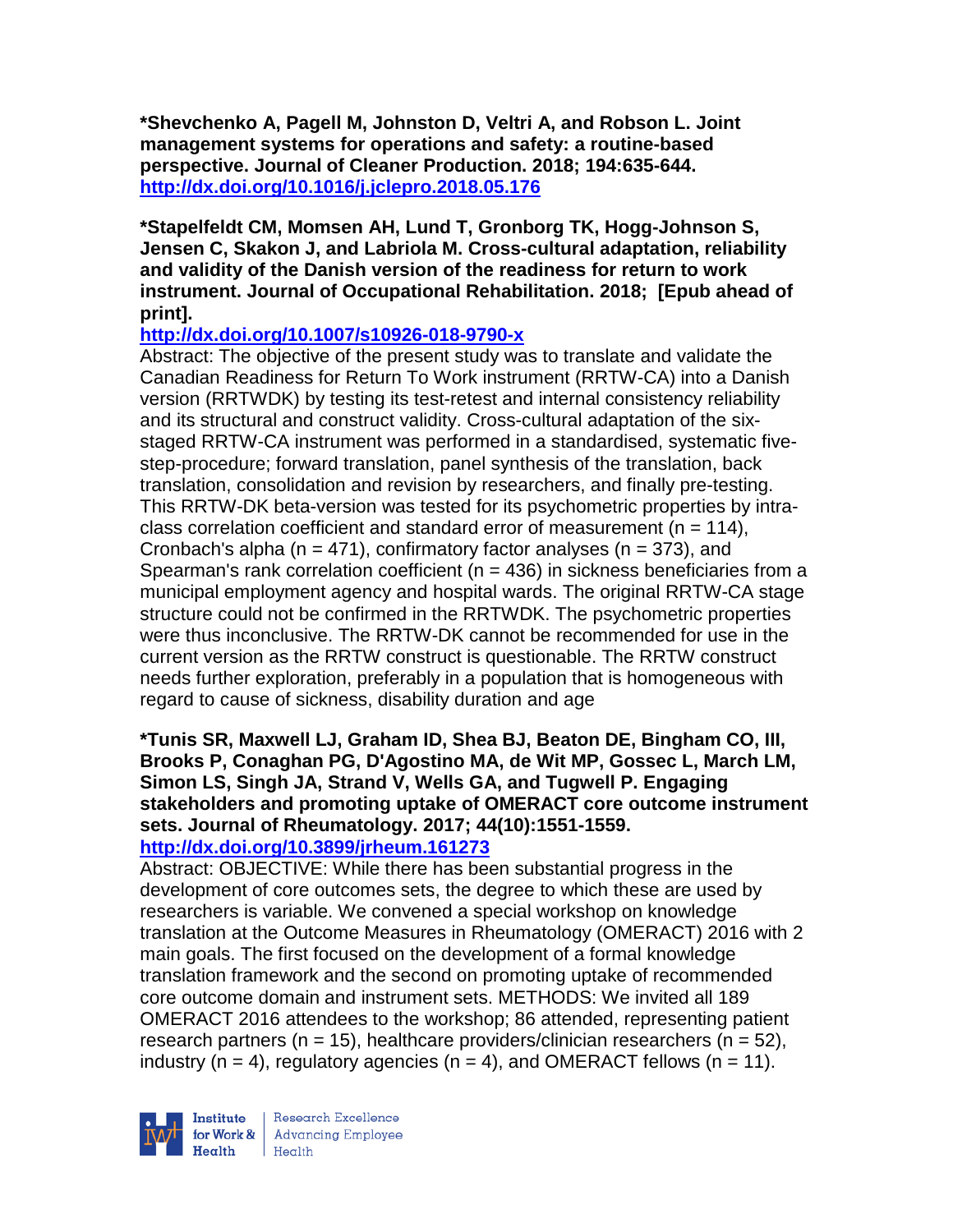**\*Shevchenko A, Pagell M, Johnston D, Veltri A, and Robson L. Joint management systems for operations and safety: a routine-based perspective. Journal of Cleaner Production. 2018; 194:635-644. http://dx.doi.org/10.1016/j.jclepro.2018.05.176**

**\*Stapelfeldt CM, Momsen AH, Lund T, Gronborg TK, Hogg-Johnson S, Jensen C, Skakon J, and Labriola M. Cross-cultural adaptation, reliability and validity of the Danish version of the readiness for return to work instrument. Journal of Occupational Rehabilitation. 2018; [Epub ahead of print].**

**http://dx.doi.org/10.1007/s10926-018-9790-x**

Abstract: The objective of the present study was to translate and validate the Canadian Readiness for Return To Work instrument (RRTW-CA) into a Danish version (RRTWDK) by testing its test-retest and internal consistency reliability and its structural and construct validity. Cross-cultural adaptation of the six-staged RRTW-CA instrument was performed in a standardised, systematic five-step-procedure; forward translation, panel synthesis of the translation, back translation, consolidation and revision by researchers, and finally pre-testing. This RRTW-DK beta-version was tested for its psychometric properties by intra-class correlation coefficient and standard error of measurement (n = 114), Cronbach's alpha (n = 471), confirmatory factor analyses (n = 373), and Spearman's rank correlation coefficient (n = 436) in sickness beneficiaries from a municipal employment agency and hospital wards. The original RRTW-CA stage structure could not be confirmed in the RRTWDK. The psychometric properties were thus inconclusive. The RRTW-DK cannot be recommended for use in the current version as the RRTW construct is questionable. The RRTW construct needs further exploration, preferably in a population that is homogeneous with regard to cause of sickness, disability duration and age

**\*Tunis SR, Maxwell LJ, Graham ID, Shea BJ, Beaton DE, Bingham CO, III, Brooks P, Conaghan PG, D'Agostino MA, de Wit MP, Gossec L, March LM, Simon LS, Singh JA, Strand V, Wells GA, and Tugwell P. Engaging stakeholders and promoting uptake of OMERACT core outcome instrument sets. Journal of Rheumatology. 2017; 44(10):1551-1559. http://dx.doi.org/10.3899/jrheum.161273**

Abstract: OBJECTIVE: While there has been substantial progress in the development of core outcomes sets, the degree to which these are used by researchers is variable. We convened a special workshop on knowledge translation at the Outcome Measures in Rheumatology (OMERACT) 2016 with 2 main goals. The first focused on the development of a formal knowledge translation framework and the second on promoting uptake of recommended core outcome domain and instrument sets. METHODS: We invited all 189 OMERACT 2016 attendees to the workshop; 86 attended, representing patient research partners (n = 15), healthcare providers/clinician researchers (n = 52), industry (n = 4), regulatory agencies (n = 4), and OMERACT fellows (n = 11).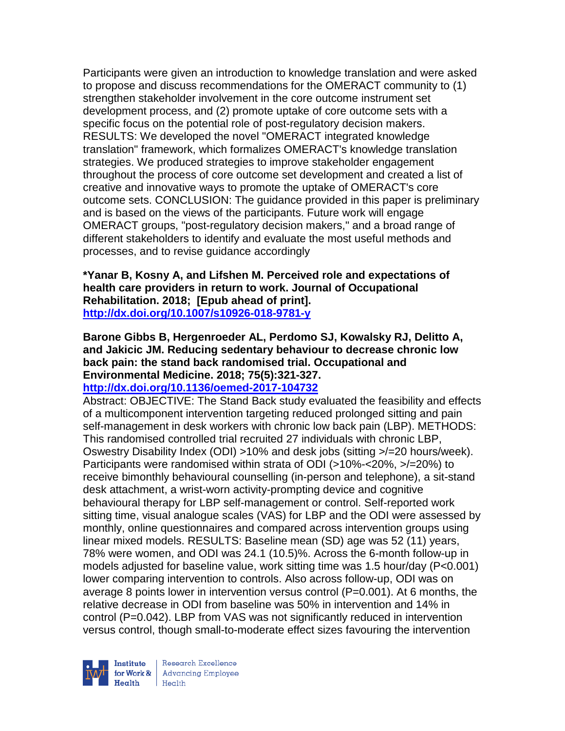Participants were given an introduction to knowledge translation and were asked to propose and discuss recommendations for the OMERACT community to (1) strengthen stakeholder involvement in the core outcome instrument set development process, and (2) promote uptake of core outcome sets with a specific focus on the potential role of post-regulatory decision makers. RESULTS: We developed the novel "OMERACT integrated knowledge translation" framework, which formalizes OMERACT's knowledge translation strategies. We produced strategies to improve stakeholder engagement throughout the process of core outcome set development and created a list of creative and innovative ways to promote the uptake of OMERACT's core outcome sets. CONCLUSION: The guidance provided in this paper is preliminary and is based on the views of the participants. Future work will engage OMERACT groups, "post-regulatory decision makers," and a broad range of different stakeholders to identify and evaluate the most useful methods and processes, and to revise guidance accordingly

**\*Yanar B, Kosny A, and Lifshen M. Perceived role and expectations of health care providers in return to work. Journal of Occupational Rehabilitation. 2018; [Epub ahead of print].**
**http://dx.doi.org/10.1007/s10926-018-9781-y**

**Barone Gibbs B, Hergenroeder AL, Perdomo SJ, Kowalsky RJ, Delitto A, and Jakicic JM. Reducing sedentary behaviour to decrease chronic low back pain: the stand back randomised trial. Occupational and Environmental Medicine. 2018; 75(5):321-327.**
**http://dx.doi.org/10.1136/oemed-2017-104732**

Abstract: OBJECTIVE: The Stand Back study evaluated the feasibility and effects of a multicomponent intervention targeting reduced prolonged sitting and pain self-management in desk workers with chronic low back pain (LBP). METHODS: This randomised controlled trial recruited 27 individuals with chronic LBP, Oswestry Disability Index (ODI) >10% and desk jobs (sitting >/=20 hours/week). Participants were randomised within strata of ODI (>10%-<20%, >/=20%) to receive bimonthly behavioural counselling (in-person and telephone), a sit-stand desk attachment, a wrist-worn activity-prompting device and cognitive behavioural therapy for LBP self-management or control. Self-reported work sitting time, visual analogue scales (VAS) for LBP and the ODI were assessed by monthly, online questionnaires and compared across intervention groups using linear mixed models. RESULTS: Baseline mean (SD) age was 52 (11) years, 78% were women, and ODI was 24.1 (10.5)%. Across the 6-month follow-up in models adjusted for baseline value, work sitting time was 1.5 hour/day (P<0.001) lower comparing intervention to controls. Also across follow-up, ODI was on average 8 points lower in intervention versus control (P=0.001). At 6 months, the relative decrease in ODI from baseline was 50% in intervention and 14% in control (P=0.042). LBP from VAS was not significantly reduced in intervention versus control, though small-to-moderate effect sizes favouring the intervention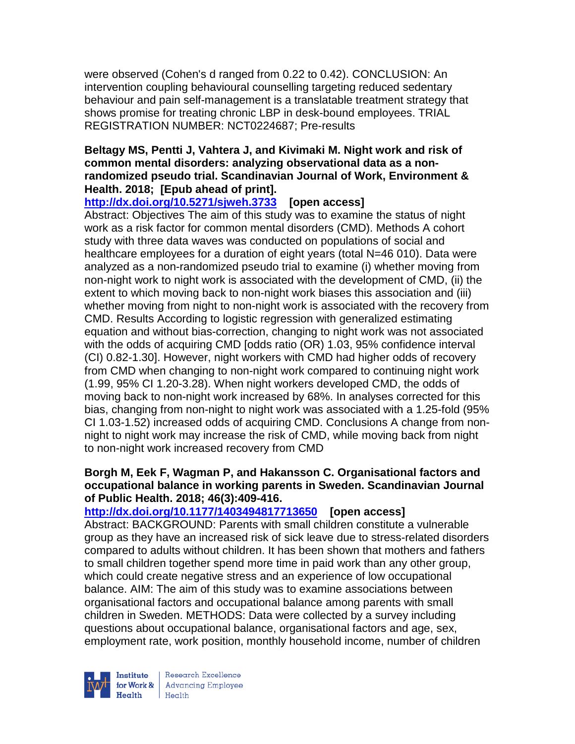were observed (Cohen's d ranged from 0.22 to 0.42). CONCLUSION: An intervention coupling behavioural counselling targeting reduced sedentary behaviour and pain self-management is a translatable treatment strategy that shows promise for treating chronic LBP in desk-bound employees. TRIAL REGISTRATION NUMBER: NCT0224687; Pre-results

**Beltagy MS, Pentti J, Vahtera J, and Kivimaki M. Night work and risk of common mental disorders: analyzing observational data as a non-randomized pseudo trial. Scandinavian Journal of Work, Environment & Health. 2018; [Epub ahead of print].**

**http://dx.doi.org/10.5271/sjweh.3733 [open access]**

Abstract: Objectives The aim of this study was to examine the status of night work as a risk factor for common mental disorders (CMD). Methods A cohort study with three data waves was conducted on populations of social and healthcare employees for a duration of eight years (total N=46 010). Data were analyzed as a non-randomized pseudo trial to examine (i) whether moving from non-night work to night work is associated with the development of CMD, (ii) the extent to which moving back to non-night work biases this association and (iii) whether moving from night to non-night work is associated with the recovery from CMD. Results According to logistic regression with generalized estimating equation and without bias-correction, changing to night work was not associated with the odds of acquiring CMD [odds ratio (OR) 1.03, 95% confidence interval (CI) 0.82-1.30]. However, night workers with CMD had higher odds of recovery from CMD when changing to non-night work compared to continuing night work (1.99, 95% CI 1.20-3.28). When night workers developed CMD, the odds of moving back to non-night work increased by 68%. In analyses corrected for this bias, changing from non-night to night work was associated with a 1.25-fold (95% CI 1.03-1.52) increased odds of acquiring CMD. Conclusions A change from non-night to night work may increase the risk of CMD, while moving back from night to non-night work increased recovery from CMD

**Borgh M, Eek F, Wagman P, and Hakansson C. Organisational factors and occupational balance in working parents in Sweden. Scandinavian Journal of Public Health. 2018; 46(3):409-416.**

**http://dx.doi.org/10.1177/1403494817713650 [open access]**

Abstract: BACKGROUND: Parents with small children constitute a vulnerable group as they have an increased risk of sick leave due to stress-related disorders compared to adults without children. It has been shown that mothers and fathers to small children together spend more time in paid work than any other group, which could create negative stress and an experience of low occupational balance. AIM: The aim of this study was to examine associations between organisational factors and occupational balance among parents with small children in Sweden. METHODS: Data were collected by a survey including questions about occupational balance, organisational factors and age, sex, employment rate, work position, monthly household income, number of children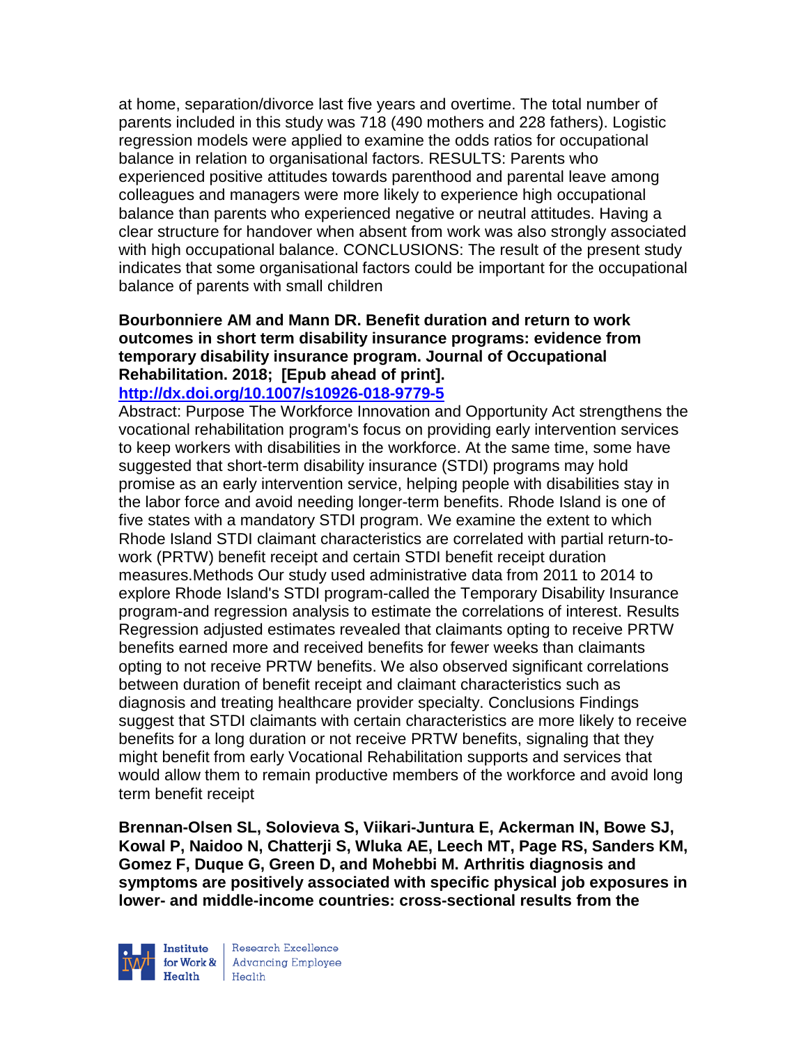at home, separation/divorce last five years and overtime. The total number of parents included in this study was 718 (490 mothers and 228 fathers). Logistic regression models were applied to examine the odds ratios for occupational balance in relation to organisational factors. RESULTS: Parents who experienced positive attitudes towards parenthood and parental leave among colleagues and managers were more likely to experience high occupational balance than parents who experienced negative or neutral attitudes. Having a clear structure for handover when absent from work was also strongly associated with high occupational balance. CONCLUSIONS: The result of the present study indicates that some organisational factors could be important for the occupational balance of parents with small children

**Bourbonniere AM and Mann DR. Benefit duration and return to work outcomes in short term disability insurance programs: evidence from temporary disability insurance program. Journal of Occupational Rehabilitation. 2018; [Epub ahead of print].**
**http://dx.doi.org/10.1007/s10926-018-9779-5**

Abstract: Purpose The Workforce Innovation and Opportunity Act strengthens the vocational rehabilitation program's focus on providing early intervention services to keep workers with disabilities in the workforce. At the same time, some have suggested that short-term disability insurance (STDI) programs may hold promise as an early intervention service, helping people with disabilities stay in the labor force and avoid needing longer-term benefits. Rhode Island is one of five states with a mandatory STDI program. We examine the extent to which Rhode Island STDI claimant characteristics are correlated with partial return-to-work (PRTW) benefit receipt and certain STDI benefit receipt duration measures.Methods Our study used administrative data from 2011 to 2014 to explore Rhode Island's STDI program-called the Temporary Disability Insurance program-and regression analysis to estimate the correlations of interest. Results Regression adjusted estimates revealed that claimants opting to receive PRTW benefits earned more and received benefits for fewer weeks than claimants opting to not receive PRTW benefits. We also observed significant correlations between duration of benefit receipt and claimant characteristics such as diagnosis and treating healthcare provider specialty. Conclusions Findings suggest that STDI claimants with certain characteristics are more likely to receive benefits for a long duration or not receive PRTW benefits, signaling that they might benefit from early Vocational Rehabilitation supports and services that would allow them to remain productive members of the workforce and avoid long term benefit receipt

**Brennan-Olsen SL, Solovieva S, Viikari-Juntura E, Ackerman IN, Bowe SJ, Kowal P, Naidoo N, Chatterji S, Wluka AE, Leech MT, Page RS, Sanders KM, Gomez F, Duque G, Green D, and Mohebbi M. Arthritis diagnosis and symptoms are positively associated with specific physical job exposures in lower- and middle-income countries: cross-sectional results from the**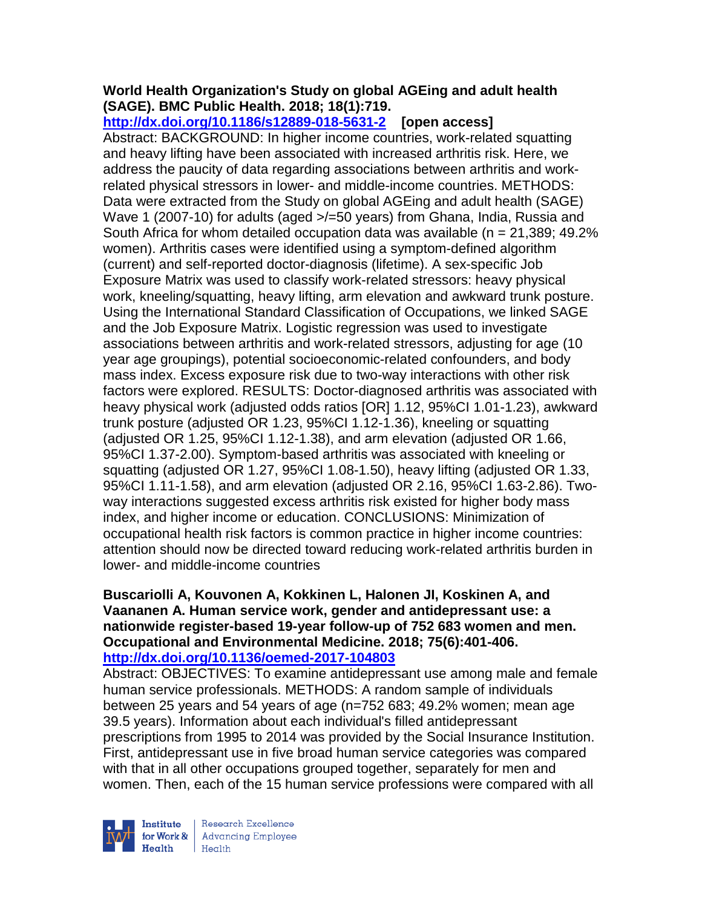**World Health Organization's Study on global AGEing and adult health (SAGE). BMC Public Health. 2018; 18(1):719.**
**http://dx.doi.org/10.1186/s12889-018-5631-2 [open access]**
Abstract: BACKGROUND: In higher income countries, work-related squatting and heavy lifting have been associated with increased arthritis risk. Here, we address the paucity of data regarding associations between arthritis and work-related physical stressors in lower- and middle-income countries. METHODS: Data were extracted from the Study on global AGEing and adult health (SAGE) Wave 1 (2007-10) for adults (aged >/=50 years) from Ghana, India, Russia and South Africa for whom detailed occupation data was available (n = 21,389; 49.2% women). Arthritis cases were identified using a symptom-defined algorithm (current) and self-reported doctor-diagnosis (lifetime). A sex-specific Job Exposure Matrix was used to classify work-related stressors: heavy physical work, kneeling/squatting, heavy lifting, arm elevation and awkward trunk posture. Using the International Standard Classification of Occupations, we linked SAGE and the Job Exposure Matrix. Logistic regression was used to investigate associations between arthritis and work-related stressors, adjusting for age (10 year age groupings), potential socioeconomic-related confounders, and body mass index. Excess exposure risk due to two-way interactions with other risk factors were explored. RESULTS: Doctor-diagnosed arthritis was associated with heavy physical work (adjusted odds ratios [OR] 1.12, 95%CI 1.01-1.23), awkward trunk posture (adjusted OR 1.23, 95%CI 1.12-1.36), kneeling or squatting (adjusted OR 1.25, 95%CI 1.12-1.38), and arm elevation (adjusted OR 1.66, 95%CI 1.37-2.00). Symptom-based arthritis was associated with kneeling or squatting (adjusted OR 1.27, 95%CI 1.08-1.50), heavy lifting (adjusted OR 1.33, 95%CI 1.11-1.58), and arm elevation (adjusted OR 2.16, 95%CI 1.63-2.86). Two-way interactions suggested excess arthritis risk existed for higher body mass index, and higher income or education. CONCLUSIONS: Minimization of occupational health risk factors is common practice in higher income countries: attention should now be directed toward reducing work-related arthritis burden in lower- and middle-income countries

**Buscariolli A, Kouvonen A, Kokkinen L, Halonen JI, Koskinen A, and Vaananen A. Human service work, gender and antidepressant use: a nationwide register-based 19-year follow-up of 752 683 women and men. Occupational and Environmental Medicine. 2018; 75(6):401-406.**
**http://dx.doi.org/10.1136/oemed-2017-104803**
Abstract: OBJECTIVES: To examine antidepressant use among male and female human service professionals. METHODS: A random sample of individuals between 25 years and 54 years of age (n=752 683; 49.2% women; mean age 39.5 years). Information about each individual's filled antidepressant prescriptions from 1995 to 2014 was provided by the Social Insurance Institution. First, antidepressant use in five broad human service categories was compared with that in all other occupations grouped together, separately for men and women. Then, each of the 15 human service professions were compared with all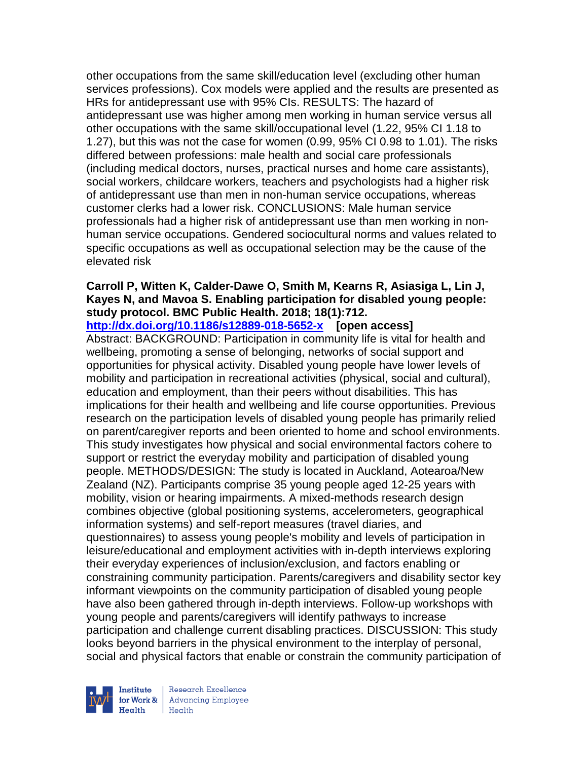other occupations from the same skill/education level (excluding other human services professions). Cox models were applied and the results are presented as HRs for antidepressant use with 95% CIs. RESULTS: The hazard of antidepressant use was higher among men working in human service versus all other occupations with the same skill/occupational level (1.22, 95% CI 1.18 to 1.27), but this was not the case for women (0.99, 95% CI 0.98 to 1.01). The risks differed between professions: male health and social care professionals (including medical doctors, nurses, practical nurses and home care assistants), social workers, childcare workers, teachers and psychologists had a higher risk of antidepressant use than men in non-human service occupations, whereas customer clerks had a lower risk. CONCLUSIONS: Male human service professionals had a higher risk of antidepressant use than men working in non-human service occupations. Gendered sociocultural norms and values related to specific occupations as well as occupational selection may be the cause of the elevated risk

**Carroll P, Witten K, Calder-Dawe O, Smith M, Kearns R, Asiasiga L, Lin J, Kayes N, and Mavoa S. Enabling participation for disabled young people: study protocol. BMC Public Health. 2018; 18(1):712.**
**http://dx.doi.org/10.1186/s12889-018-5652-x [open access]**
Abstract: BACKGROUND: Participation in community life is vital for health and wellbeing, promoting a sense of belonging, networks of social support and opportunities for physical activity. Disabled young people have lower levels of mobility and participation in recreational activities (physical, social and cultural), education and employment, than their peers without disabilities. This has implications for their health and wellbeing and life course opportunities. Previous research on the participation levels of disabled young people has primarily relied on parent/caregiver reports and been oriented to home and school environments. This study investigates how physical and social environmental factors cohere to support or restrict the everyday mobility and participation of disabled young people. METHODS/DESIGN: The study is located in Auckland, Aotearoa/New Zealand (NZ). Participants comprise 35 young people aged 12-25 years with mobility, vision or hearing impairments. A mixed-methods research design combines objective (global positioning systems, accelerometers, geographical information systems) and self-report measures (travel diaries, and questionnaires) to assess young people's mobility and levels of participation in leisure/educational and employment activities with in-depth interviews exploring their everyday experiences of inclusion/exclusion, and factors enabling or constraining community participation. Parents/caregivers and disability sector key informant viewpoints on the community participation of disabled young people have also been gathered through in-depth interviews. Follow-up workshops with young people and parents/caregivers will identify pathways to increase participation and challenge current disabling practices. DISCUSSION: This study looks beyond barriers in the physical environment to the interplay of personal, social and physical factors that enable or constrain the community participation of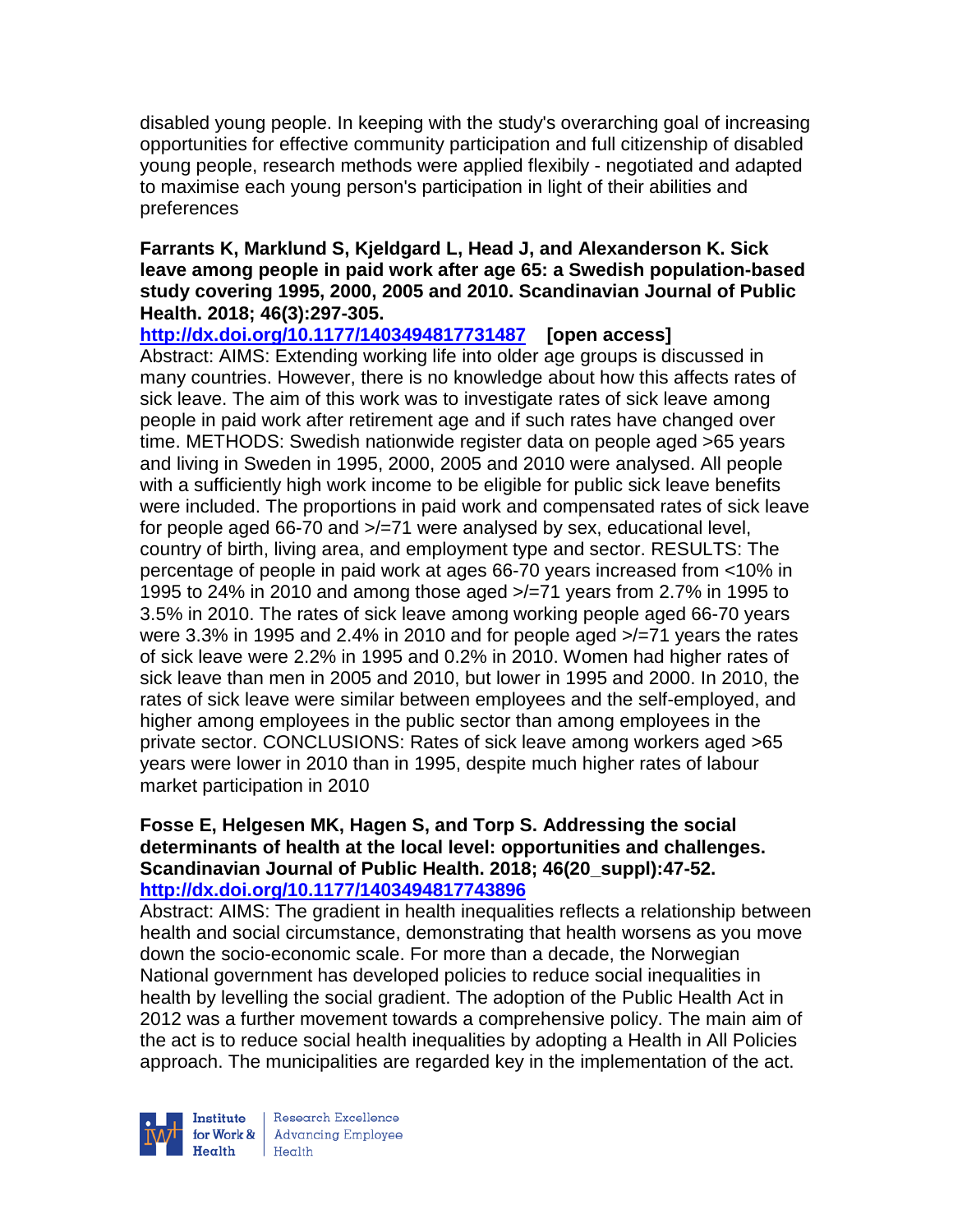disabled young people. In keeping with the study's overarching goal of increasing opportunities for effective community participation and full citizenship of disabled young people, research methods were applied flexibily - negotiated and adapted to maximise each young person's participation in light of their abilities and preferences

**Farrants K, Marklund S, Kjeldgard L, Head J, and Alexanderson K. Sick leave among people in paid work after age 65: a Swedish population-based study covering 1995, 2000, 2005 and 2010. Scandinavian Journal of Public Health. 2018; 46(3):297-305.**

**http://dx.doi.org/10.1177/1403494817731487 [open access]**

Abstract: AIMS: Extending working life into older age groups is discussed in many countries. However, there is no knowledge about how this affects rates of sick leave. The aim of this work was to investigate rates of sick leave among people in paid work after retirement age and if such rates have changed over time. METHODS: Swedish nationwide register data on people aged >65 years and living in Sweden in 1995, 2000, 2005 and 2010 were analysed. All people with a sufficiently high work income to be eligible for public sick leave benefits were included. The proportions in paid work and compensated rates of sick leave for people aged 66-70 and >/=71 were analysed by sex, educational level, country of birth, living area, and employment type and sector. RESULTS: The percentage of people in paid work at ages 66-70 years increased from <10% in 1995 to 24% in 2010 and among those aged >/=71 years from 2.7% in 1995 to 3.5% in 2010. The rates of sick leave among working people aged 66-70 years were 3.3% in 1995 and 2.4% in 2010 and for people aged >/=71 years the rates of sick leave were 2.2% in 1995 and 0.2% in 2010. Women had higher rates of sick leave than men in 2005 and 2010, but lower in 1995 and 2000. In 2010, the rates of sick leave were similar between employees and the self-employed, and higher among employees in the public sector than among employees in the private sector. CONCLUSIONS: Rates of sick leave among workers aged >65 years were lower in 2010 than in 1995, despite much higher rates of labour market participation in 2010

**Fosse E, Helgesen MK, Hagen S, and Torp S. Addressing the social determinants of health at the local level: opportunities and challenges. Scandinavian Journal of Public Health. 2018; 46(20_suppl):47-52.**

**http://dx.doi.org/10.1177/1403494817743896**

Abstract: AIMS: The gradient in health inequalities reflects a relationship between health and social circumstance, demonstrating that health worsens as you move down the socio-economic scale. For more than a decade, the Norwegian National government has developed policies to reduce social inequalities in health by levelling the social gradient. The adoption of the Public Health Act in 2012 was a further movement towards a comprehensive policy. The main aim of the act is to reduce social health inequalities by adopting a Health in All Policies approach. The municipalities are regarded key in the implementation of the act.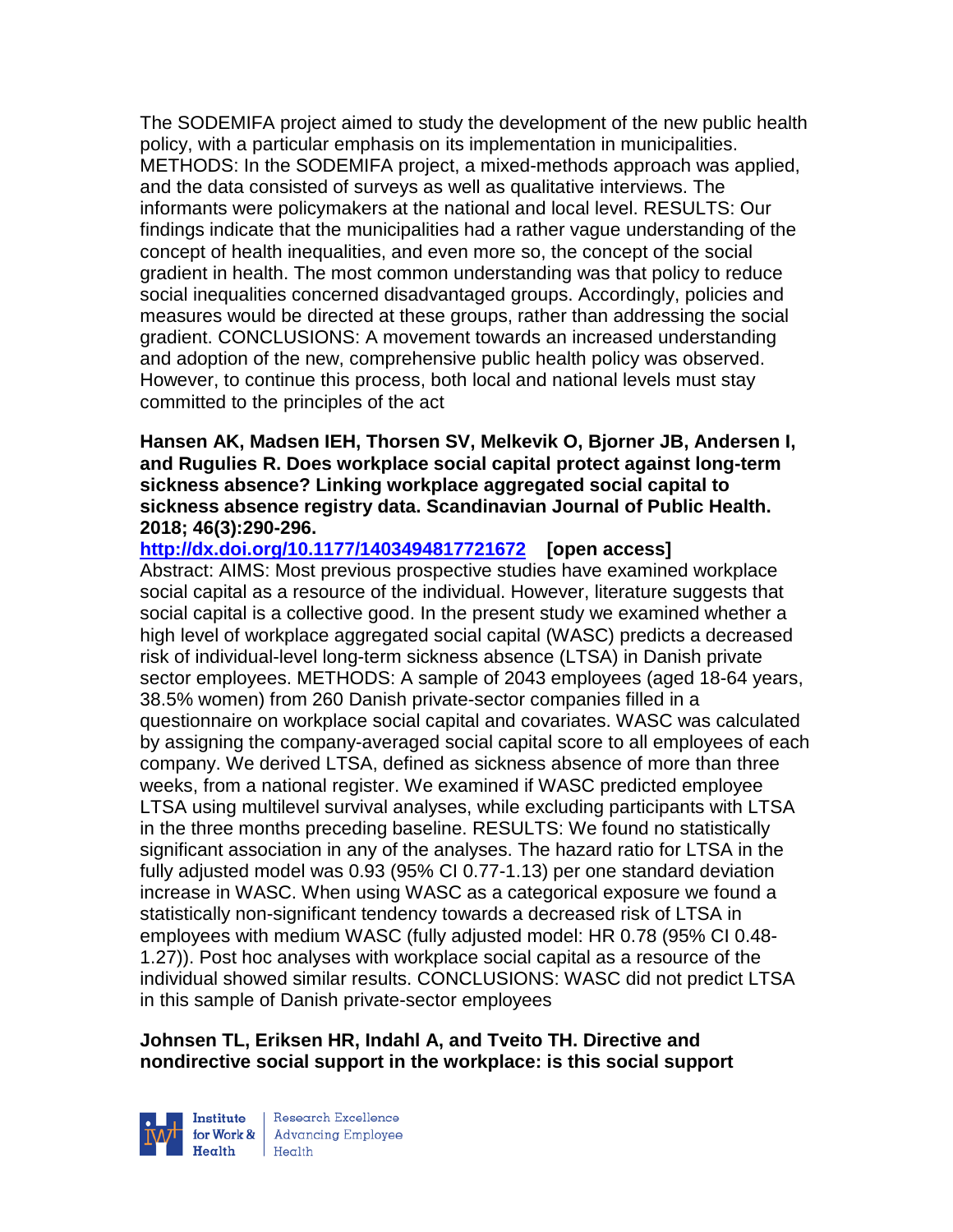The SODEMIFA project aimed to study the development of the new public health policy, with a particular emphasis on its implementation in municipalities. METHODS: In the SODEMIFA project, a mixed-methods approach was applied, and the data consisted of surveys as well as qualitative interviews. The informants were policymakers at the national and local level. RESULTS: Our findings indicate that the municipalities had a rather vague understanding of the concept of health inequalities, and even more so, the concept of the social gradient in health. The most common understanding was that policy to reduce social inequalities concerned disadvantaged groups. Accordingly, policies and measures would be directed at these groups, rather than addressing the social gradient. CONCLUSIONS: A movement towards an increased understanding and adoption of the new, comprehensive public health policy was observed. However, to continue this process, both local and national levels must stay committed to the principles of the act

**Hansen AK, Madsen IEH, Thorsen SV, Melkevik O, Bjorner JB, Andersen I, and Rugulies R. Does workplace social capital protect against long-term sickness absence? Linking workplace aggregated social capital to sickness absence registry data. Scandinavian Journal of Public Health. 2018; 46(3):290-296.**

**http://dx.doi.org/10.1177/1403494817721672 [open access]**

Abstract: AIMS: Most previous prospective studies have examined workplace social capital as a resource of the individual. However, literature suggests that social capital is a collective good. In the present study we examined whether a high level of workplace aggregated social capital (WASC) predicts a decreased risk of individual-level long-term sickness absence (LTSA) in Danish private sector employees. METHODS: A sample of 2043 employees (aged 18-64 years, 38.5% women) from 260 Danish private-sector companies filled in a questionnaire on workplace social capital and covariates. WASC was calculated by assigning the company-averaged social capital score to all employees of each company. We derived LTSA, defined as sickness absence of more than three weeks, from a national register. We examined if WASC predicted employee LTSA using multilevel survival analyses, while excluding participants with LTSA in the three months preceding baseline. RESULTS: We found no statistically significant association in any of the analyses. The hazard ratio for LTSA in the fully adjusted model was 0.93 (95% CI 0.77-1.13) per one standard deviation increase in WASC. When using WASC as a categorical exposure we found a statistically non-significant tendency towards a decreased risk of LTSA in employees with medium WASC (fully adjusted model: HR 0.78 (95% CI 0.48-1.27)). Post hoc analyses with workplace social capital as a resource of the individual showed similar results. CONCLUSIONS: WASC did not predict LTSA in this sample of Danish private-sector employees

**Johnsen TL, Eriksen HR, Indahl A, and Tveito TH. Directive and nondirective social support in the workplace: is this social support**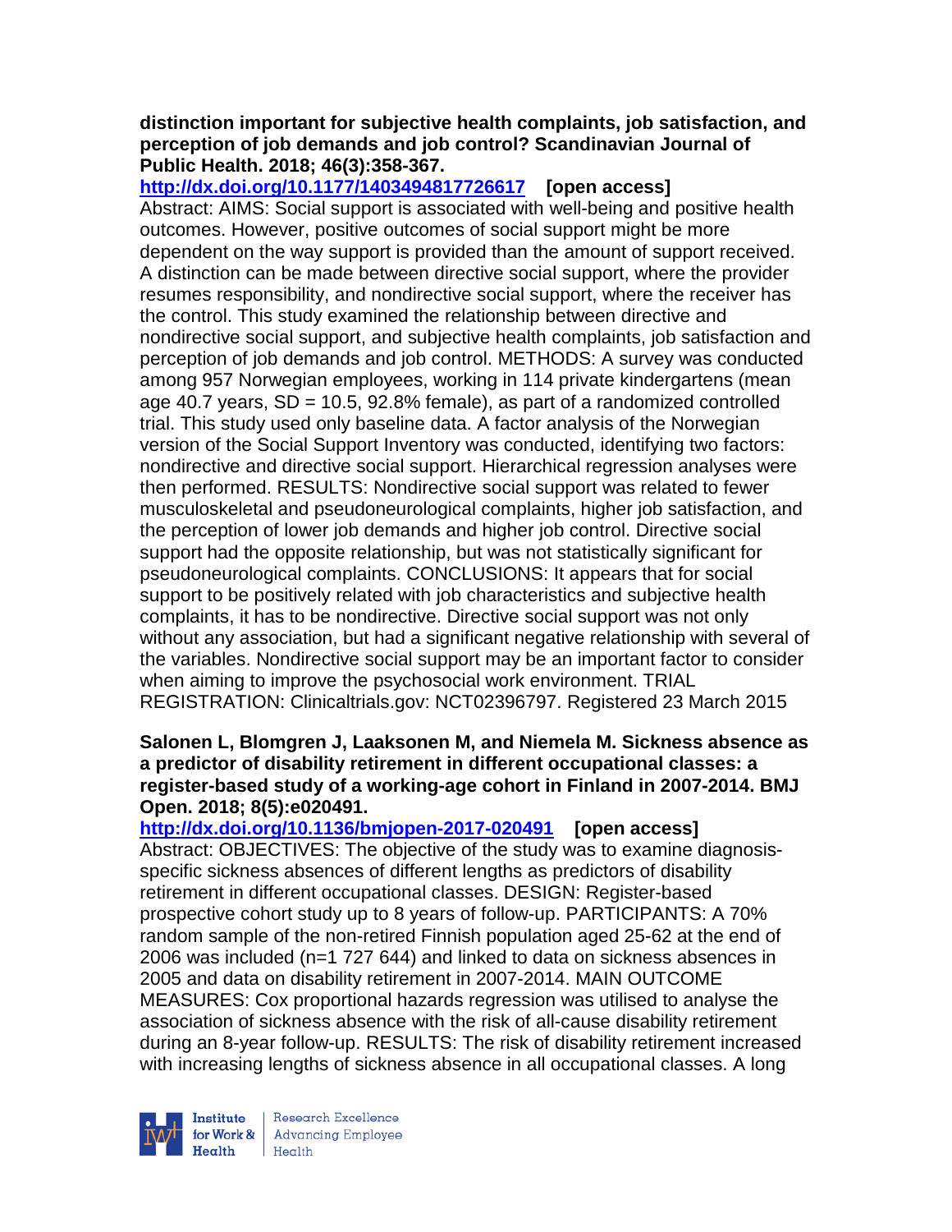**distinction important for subjective health complaints, job satisfaction, and perception of job demands and job control? Scandinavian Journal of Public Health. 2018; 46(3):358-367.**

http://dx.doi.org/10.1177/1403494817726617 **[open access]**

Abstract: AIMS: Social support is associated with well-being and positive health outcomes. However, positive outcomes of social support might be more dependent on the way support is provided than the amount of support received. A distinction can be made between directive social support, where the provider resumes responsibility, and nondirective social support, where the receiver has the control. This study examined the relationship between directive and nondirective social support, and subjective health complaints, job satisfaction and perception of job demands and job control. METHODS: A survey was conducted among 957 Norwegian employees, working in 114 private kindergartens (mean age 40.7 years, SD = 10.5, 92.8% female), as part of a randomized controlled trial. This study used only baseline data. A factor analysis of the Norwegian version of the Social Support Inventory was conducted, identifying two factors: nondirective and directive social support. Hierarchical regression analyses were then performed. RESULTS: Nondirective social support was related to fewer musculoskeletal and pseudoneurological complaints, higher job satisfaction, and the perception of lower job demands and higher job control. Directive social support had the opposite relationship, but was not statistically significant for pseudoneurological complaints. CONCLUSIONS: It appears that for social support to be positively related with job characteristics and subjective health complaints, it has to be nondirective. Directive social support was not only without any association, but had a significant negative relationship with several of the variables. Nondirective social support may be an important factor to consider when aiming to improve the psychosocial work environment. TRIAL REGISTRATION: Clinicaltrials.gov: NCT02396797. Registered 23 March 2015

**Salonen L, Blomgren J, Laaksonen M, and Niemela M. Sickness absence as a predictor of disability retirement in different occupational classes: a register-based study of a working-age cohort in Finland in 2007-2014. BMJ Open. 2018; 8(5):e020491.**

http://dx.doi.org/10.1136/bmjopen-2017-020491 **[open access]**

Abstract: OBJECTIVES: The objective of the study was to examine diagnosis-specific sickness absences of different lengths as predictors of disability retirement in different occupational classes. DESIGN: Register-based prospective cohort study up to 8 years of follow-up. PARTICIPANTS: A 70% random sample of the non-retired Finnish population aged 25-62 at the end of 2006 was included (n=1 727 644) and linked to data on sickness absences in 2005 and data on disability retirement in 2007-2014. MAIN OUTCOME MEASURES: Cox proportional hazards regression was utilised to analyse the association of sickness absence with the risk of all-cause disability retirement during an 8-year follow-up. RESULTS: The risk of disability retirement increased with increasing lengths of sickness absence in all occupational classes. A long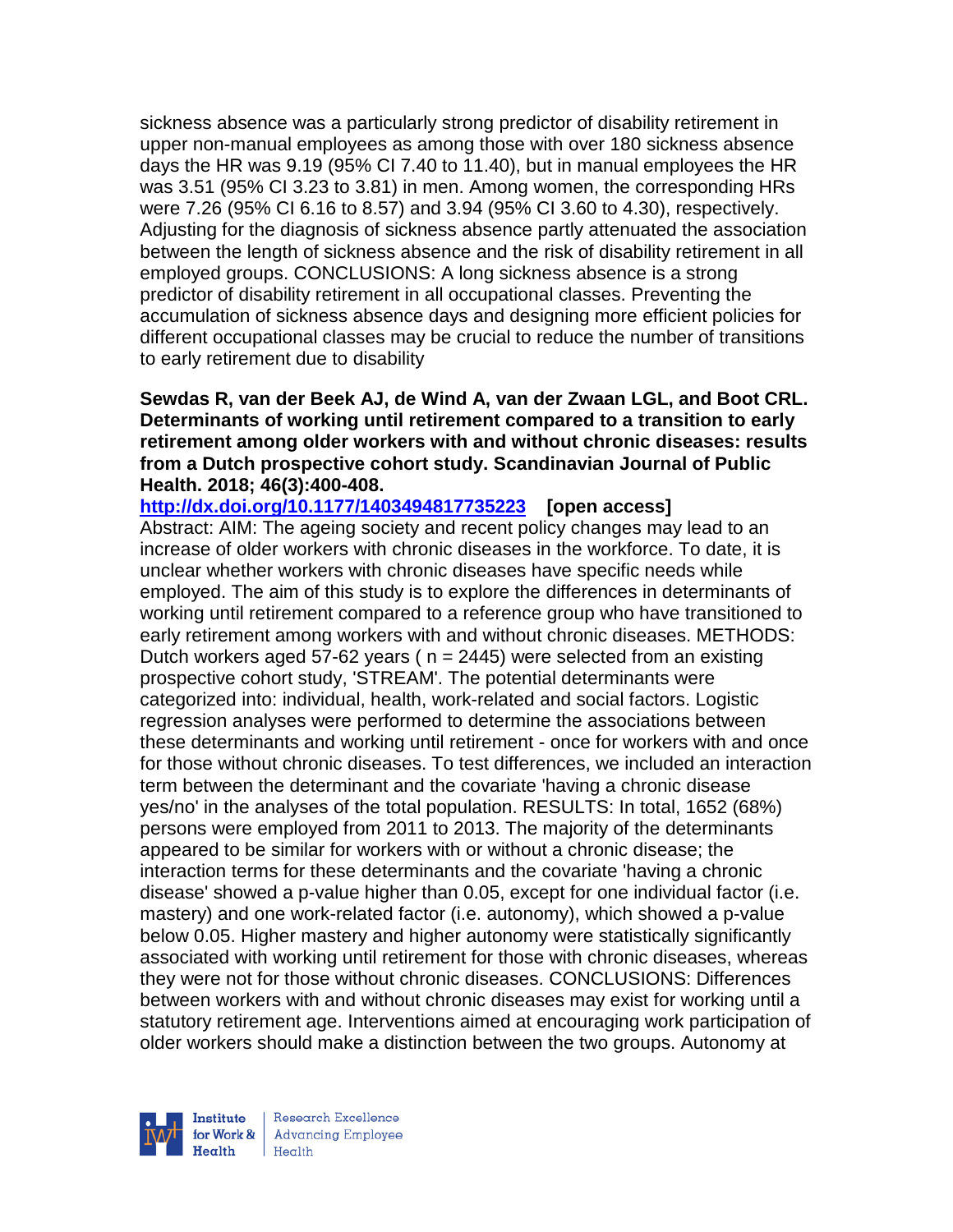sickness absence was a particularly strong predictor of disability retirement in upper non-manual employees as among those with over 180 sickness absence days the HR was 9.19 (95% CI 7.40 to 11.40), but in manual employees the HR was 3.51 (95% CI 3.23 to 3.81) in men. Among women, the corresponding HRs were 7.26 (95% CI 6.16 to 8.57) and 3.94 (95% CI 3.60 to 4.30), respectively. Adjusting for the diagnosis of sickness absence partly attenuated the association between the length of sickness absence and the risk of disability retirement in all employed groups. CONCLUSIONS: A long sickness absence is a strong predictor of disability retirement in all occupational classes. Preventing the accumulation of sickness absence days and designing more efficient policies for different occupational classes may be crucial to reduce the number of transitions to early retirement due to disability

**Sewdas R, van der Beek AJ, de Wind A, van der Zwaan LGL, and Boot CRL. Determinants of working until retirement compared to a transition to early retirement among older workers with and without chronic diseases: results from a Dutch prospective cohort study. Scandinavian Journal of Public Health. 2018; 46(3):400-408.**

**http://dx.doi.org/10.1177/1403494817735223 [open access]**

Abstract: AIM: The ageing society and recent policy changes may lead to an increase of older workers with chronic diseases in the workforce. To date, it is unclear whether workers with chronic diseases have specific needs while employed. The aim of this study is to explore the differences in determinants of working until retirement compared to a reference group who have transitioned to early retirement among workers with and without chronic diseases. METHODS: Dutch workers aged 57-62 years ( n = 2445) were selected from an existing prospective cohort study, 'STREAM'. The potential determinants were categorized into: individual, health, work-related and social factors. Logistic regression analyses were performed to determine the associations between these determinants and working until retirement - once for workers with and once for those without chronic diseases. To test differences, we included an interaction term between the determinant and the covariate 'having a chronic disease yes/no' in the analyses of the total population. RESULTS: In total, 1652 (68%) persons were employed from 2011 to 2013. The majority of the determinants appeared to be similar for workers with or without a chronic disease; the interaction terms for these determinants and the covariate 'having a chronic disease' showed a p-value higher than 0.05, except for one individual factor (i.e. mastery) and one work-related factor (i.e. autonomy), which showed a p-value below 0.05. Higher mastery and higher autonomy were statistically significantly associated with working until retirement for those with chronic diseases, whereas they were not for those without chronic diseases. CONCLUSIONS: Differences between workers with and without chronic diseases may exist for working until a statutory retirement age. Interventions aimed at encouraging work participation of older workers should make a distinction between the two groups. Autonomy at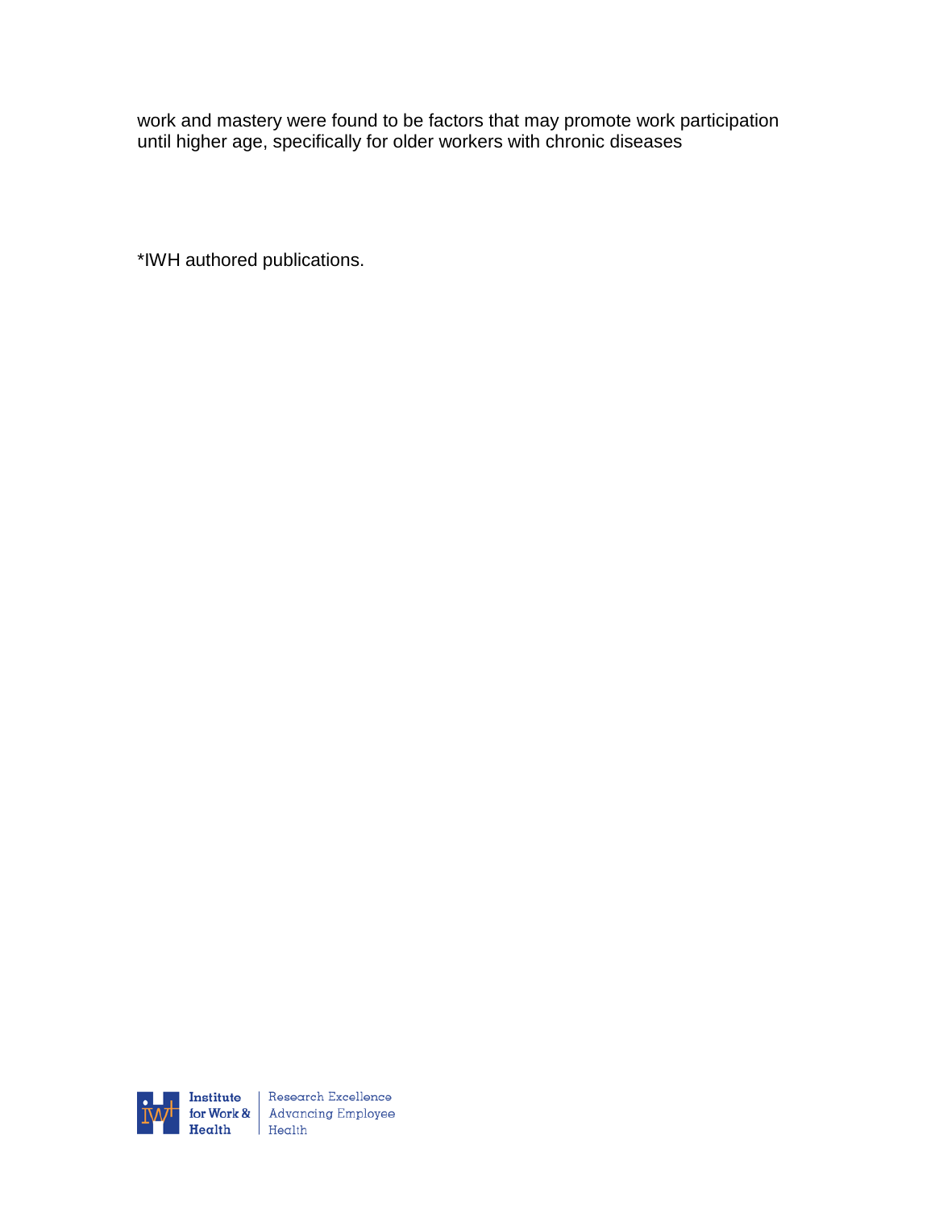work and mastery were found to be factors that may promote work participation until higher age, specifically for older workers with chronic diseases

*IWH authored publications.